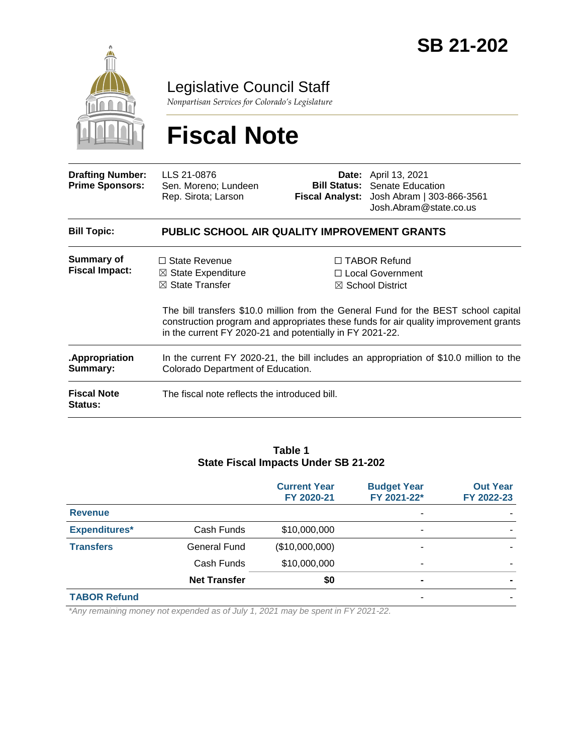# SB 21-202

## Legislative Council Staff

*Nonpartisan Services for Colorado's Legislature*

# Fiscal Note

| | | | |
|---|---|---|---|
| **Drafting Number:** | LLS 21-0876 | **Date:** | April 13, 2021 |
| **Prime Sponsors:** | Sen. Moreno; Lundeen<br>Rep. Sirota; Larson | **Bill Status:** | Senate Education |
| | | **Fiscal Analyst:** | Josh Abram \| 303-866-3561<br>Josh.Abram@state.co.us |

**Bill Topic:** **PUBLIC SCHOOL AIR QUALITY IMPROVEMENT GRANTS**

**Summary of Fiscal Impact:**

☐ State Revenue
☒ State Expenditure
☒ State Transfer
☐ TABOR Refund
☐ Local Government
☒ School District

The bill transfers $10.0 million from the General Fund for the BEST school capital construction program and appropriates these funds for air quality improvement grants in the current FY 2020-21 and potentially in FY 2021-22.

**.Appropriation Summary:** In the current FY 2020-21, the bill includes an appropriation of $10.0 million to the Colorado Department of Education.

**Fiscal Note Status:** The fiscal note reflects the introduced bill.

**Table 1**
**State Fiscal Impacts Under SB 21-202**

| | | Current Year FY 2020-21 | Budget Year FY 2021-22* | Out Year FY 2022-23 |
|---|---|---|---|---|
| **Revenue** | | | - | - |
| **Expenditures*** | Cash Funds | $10,000,000 | - | - |
| **Transfers** | General Fund | ($10,000,000) | - | - |
| | Cash Funds | $10,000,000 | - | - |
| | **Net Transfer** | **$0** | **-** | **-** |
| **TABOR Refund** | | | - | - |

*\*Any remaining money not expended as of July 1, 2021 may be spent in FY 2021-22.*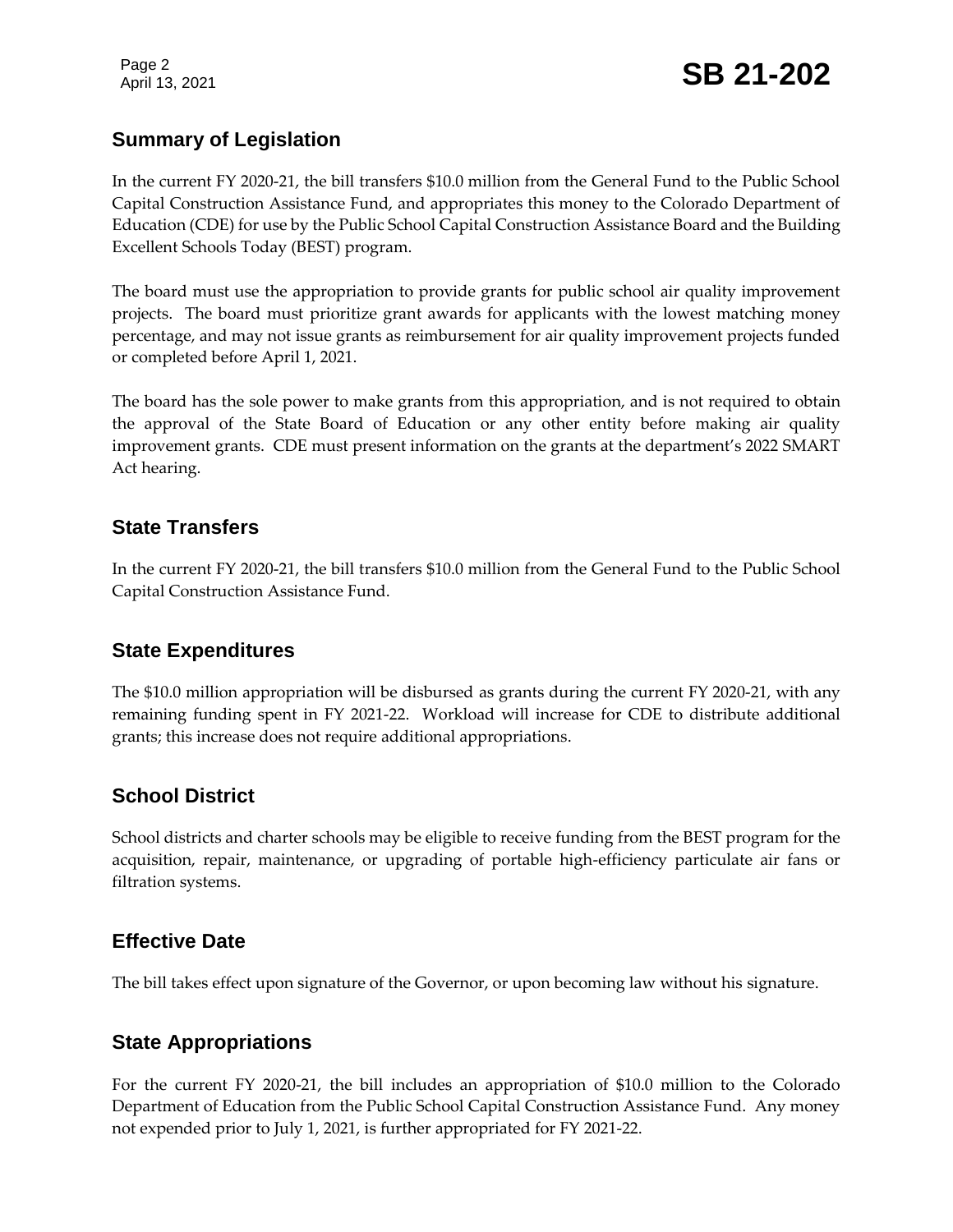## Summary of Legislation

In the current FY 2020-21, the bill transfers $10.0 million from the General Fund to the Public School Capital Construction Assistance Fund, and appropriates this money to the Colorado Department of Education (CDE) for use by the Public School Capital Construction Assistance Board and the Building Excellent Schools Today (BEST) program.

The board must use the appropriation to provide grants for public school air quality improvement projects. The board must prioritize grant awards for applicants with the lowest matching money percentage, and may not issue grants as reimbursement for air quality improvement projects funded or completed before April 1, 2021.

The board has the sole power to make grants from this appropriation, and is not required to obtain the approval of the State Board of Education or any other entity before making air quality improvement grants. CDE must present information on the grants at the department's 2022 SMART Act hearing.

## State Transfers

In the current FY 2020-21, the bill transfers $10.0 million from the General Fund to the Public School Capital Construction Assistance Fund.

## State Expenditures

The $10.0 million appropriation will be disbursed as grants during the current FY 2020-21, with any remaining funding spent in FY 2021-22. Workload will increase for CDE to distribute additional grants; this increase does not require additional appropriations.

## School District

School districts and charter schools may be eligible to receive funding from the BEST program for the acquisition, repair, maintenance, or upgrading of portable high-efficiency particulate air fans or filtration systems.

## Effective Date

The bill takes effect upon signature of the Governor, or upon becoming law without his signature.

## State Appropriations

For the current FY 2020-21, the bill includes an appropriation of $10.0 million to the Colorado Department of Education from the Public School Capital Construction Assistance Fund. Any money not expended prior to July 1, 2021, is further appropriated for FY 2021-22.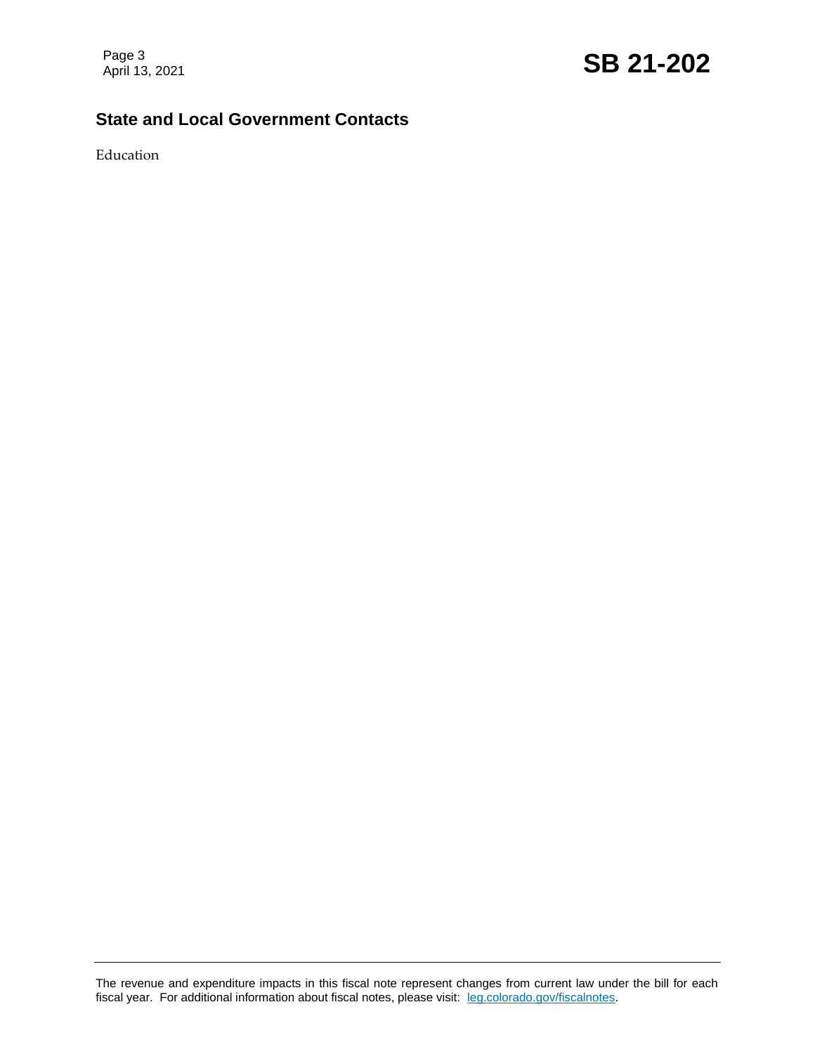## State and Local Government Contacts

Education